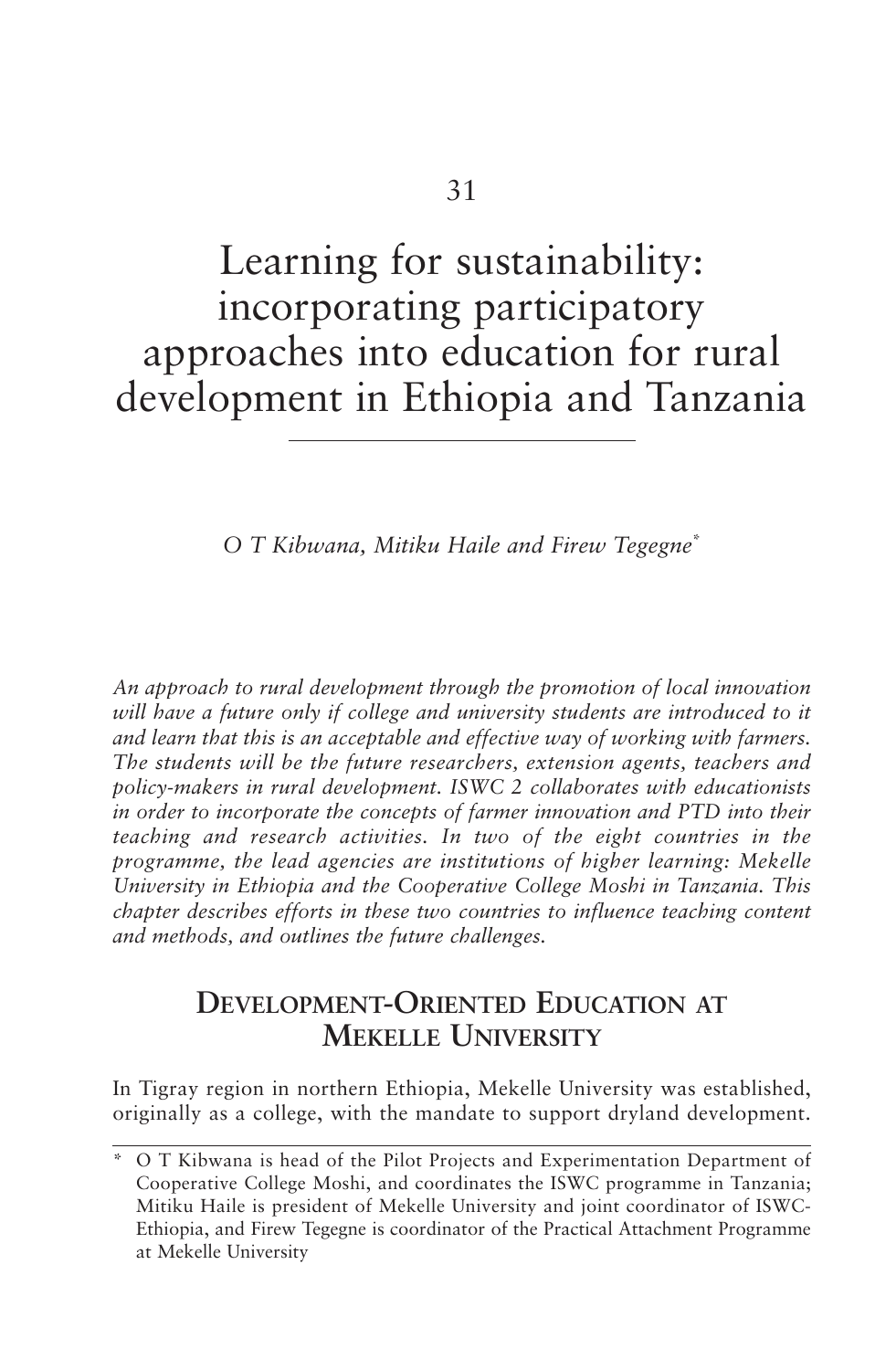# 31

# Learning for sustainability: incorporating participatory approaches into education for rural development in Ethiopia and Tanzania

*O T Kibwana, Mitiku Haile and Firew Tegegne*[*]

*An approach to rural development through the promotion of local innovation will have a future only if college and university students are introduced to it and learn that this is an acceptable and effective way of working with farmers. The students will be the future researchers, extension agents, teachers and policy-makers in rural development. ISWC 2 collaborates with educationists in order to incorporate the concepts of farmer innovation and PTD into their teaching and research activities. In two of the eight countries in the programme, the lead agencies are institutions of higher learning: Mekelle University in Ethiopia and the Cooperative College Moshi in Tanzania. This chapter describes efforts in these two countries to influence teaching content and methods, and outlines the future challenges.*

## Development-Oriented Education at Mekelle University

In Tigray region in northern Ethiopia, Mekelle University was established, originally as a college, with the mandate to support dryland development.

[*] O T Kibwana is head of the Pilot Projects and Experimentation Department of Cooperative College Moshi, and coordinates the ISWC programme in Tanzania; Mitiku Haile is president of Mekelle University and joint coordinator of ISWC-Ethiopia, and Firew Tegegne is coordinator of the Practical Attachment Programme at Mekelle University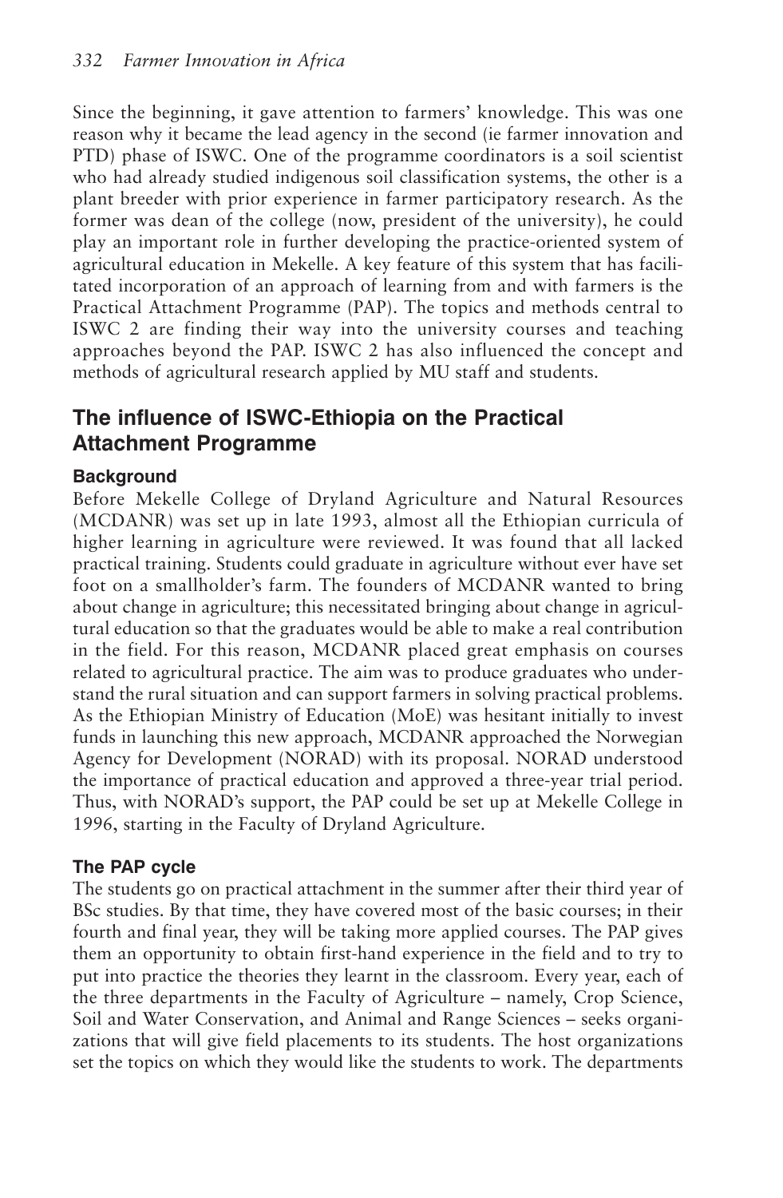Since the beginning, it gave attention to farmers' knowledge. This was one reason why it became the lead agency in the second (ie farmer innovation and PTD) phase of ISWC. One of the programme coordinators is a soil scientist who had already studied indigenous soil classification systems, the other is a plant breeder with prior experience in farmer participatory research. As the former was dean of the college (now, president of the university), he could play an important role in further developing the practice-oriented system of agricultural education in Mekelle. A key feature of this system that has facilitated incorporation of an approach of learning from and with farmers is the Practical Attachment Programme (PAP). The topics and methods central to ISWC 2 are finding their way into the university courses and teaching approaches beyond the PAP. ISWC 2 has also influenced the concept and methods of agricultural research applied by MU staff and students.

## The influence of ISWC-Ethiopia on the Practical Attachment Programme

### Background

Before Mekelle College of Dryland Agriculture and Natural Resources (MCDANR) was set up in late 1993, almost all the Ethiopian curricula of higher learning in agriculture were reviewed. It was found that all lacked practical training. Students could graduate in agriculture without ever have set foot on a smallholder's farm. The founders of MCDANR wanted to bring about change in agriculture; this necessitated bringing about change in agricultural education so that the graduates would be able to make a real contribution in the field. For this reason, MCDANR placed great emphasis on courses related to agricultural practice. The aim was to produce graduates who understand the rural situation and can support farmers in solving practical problems. As the Ethiopian Ministry of Education (MoE) was hesitant initially to invest funds in launching this new approach, MCDANR approached the Norwegian Agency for Development (NORAD) with its proposal. NORAD understood the importance of practical education and approved a three-year trial period. Thus, with NORAD's support, the PAP could be set up at Mekelle College in 1996, starting in the Faculty of Dryland Agriculture.

### The PAP cycle

The students go on practical attachment in the summer after their third year of BSc studies. By that time, they have covered most of the basic courses; in their fourth and final year, they will be taking more applied courses. The PAP gives them an opportunity to obtain first-hand experience in the field and to try to put into practice the theories they learnt in the classroom. Every year, each of the three departments in the Faculty of Agriculture – namely, Crop Science, Soil and Water Conservation, and Animal and Range Sciences – seeks organizations that will give field placements to its students. The host organizations set the topics on which they would like the students to work. The departments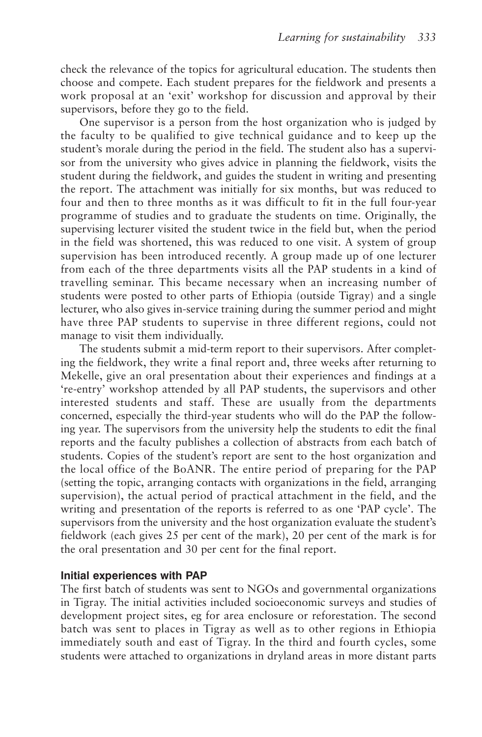check the relevance of the topics for agricultural education. The students then choose and compete. Each student prepares for the fieldwork and presents a work proposal at an 'exit' workshop for discussion and approval by their supervisors, before they go to the field.

One supervisor is a person from the host organization who is judged by the faculty to be qualified to give technical guidance and to keep up the student's morale during the period in the field. The student also has a supervisor from the university who gives advice in planning the fieldwork, visits the student during the fieldwork, and guides the student in writing and presenting the report. The attachment was initially for six months, but was reduced to four and then to three months as it was difficult to fit in the full four-year programme of studies and to graduate the students on time. Originally, the supervising lecturer visited the student twice in the field but, when the period in the field was shortened, this was reduced to one visit. A system of group supervision has been introduced recently. A group made up of one lecturer from each of the three departments visits all the PAP students in a kind of travelling seminar. This became necessary when an increasing number of students were posted to other parts of Ethiopia (outside Tigray) and a single lecturer, who also gives in-service training during the summer period and might have three PAP students to supervise in three different regions, could not manage to visit them individually.

The students submit a mid-term report to their supervisors. After completing the fieldwork, they write a final report and, three weeks after returning to Mekelle, give an oral presentation about their experiences and findings at a 're-entry' workshop attended by all PAP students, the supervisors and other interested students and staff. These are usually from the departments concerned, especially the third-year students who will do the PAP the following year. The supervisors from the university help the students to edit the final reports and the faculty publishes a collection of abstracts from each batch of students. Copies of the student's report are sent to the host organization and the local office of the BoANR. The entire period of preparing for the PAP (setting the topic, arranging contacts with organizations in the field, arranging supervision), the actual period of practical attachment in the field, and the writing and presentation of the reports is referred to as one 'PAP cycle'. The supervisors from the university and the host organization evaluate the student's fieldwork (each gives 25 per cent of the mark), 20 per cent of the mark is for the oral presentation and 30 per cent for the final report.

### Initial experiences with PAP

The first batch of students was sent to NGOs and governmental organizations in Tigray. The initial activities included socioeconomic surveys and studies of development project sites, eg for area enclosure or reforestation. The second batch was sent to places in Tigray as well as to other regions in Ethiopia immediately south and east of Tigray. In the third and fourth cycles, some students were attached to organizations in dryland areas in more distant parts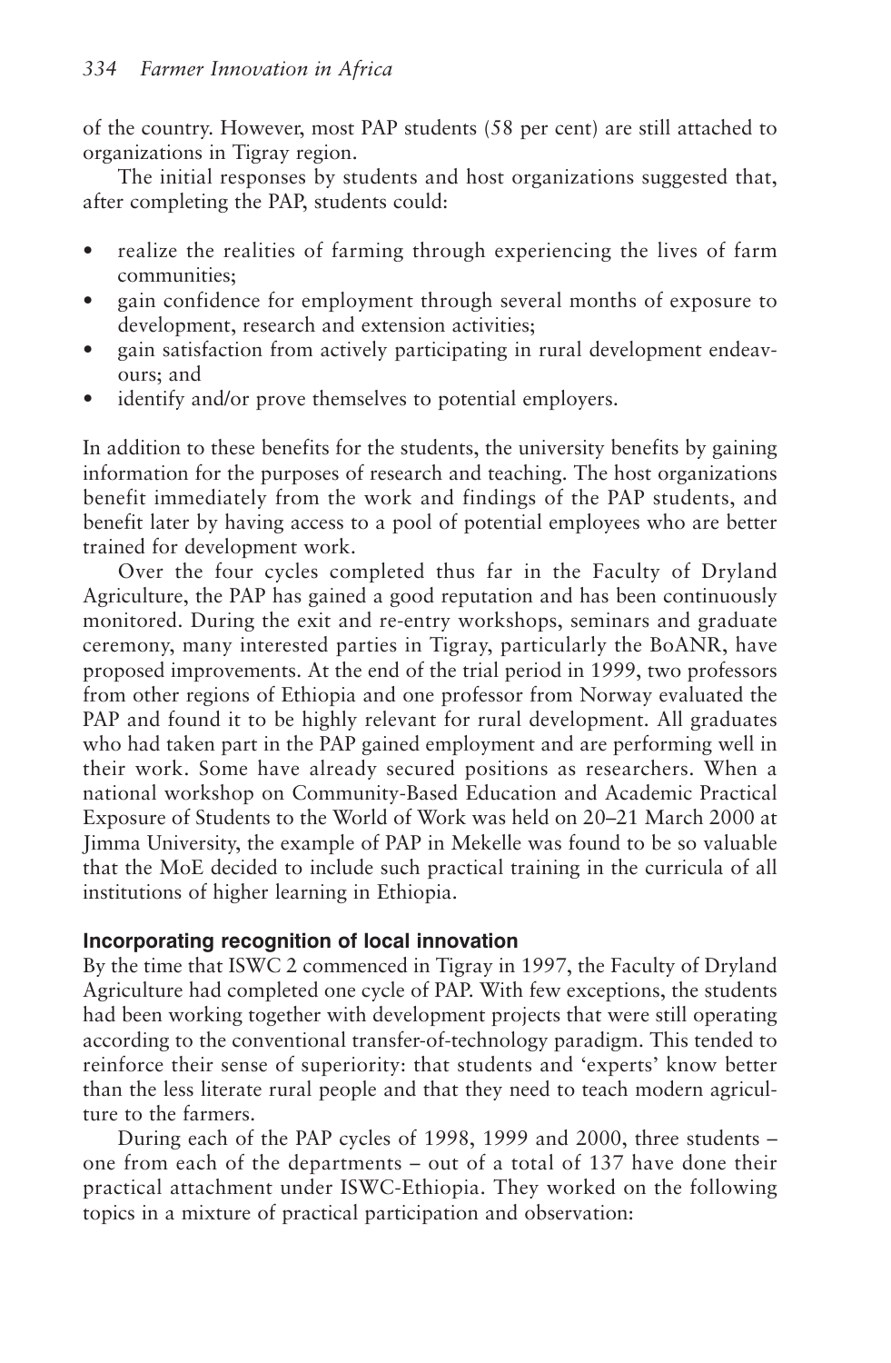of the country. However, most PAP students (58 per cent) are still attached to organizations in Tigray region.

The initial responses by students and host organizations suggested that, after completing the PAP, students could:

- realize the realities of farming through experiencing the lives of farm communities;
- gain confidence for employment through several months of exposure to development, research and extension activities;
- gain satisfaction from actively participating in rural development endeavours; and
- identify and/or prove themselves to potential employers.

In addition to these benefits for the students, the university benefits by gaining information for the purposes of research and teaching. The host organizations benefit immediately from the work and findings of the PAP students, and benefit later by having access to a pool of potential employees who are better trained for development work.

Over the four cycles completed thus far in the Faculty of Dryland Agriculture, the PAP has gained a good reputation and has been continuously monitored. During the exit and re-entry workshops, seminars and graduate ceremony, many interested parties in Tigray, particularly the BoANR, have proposed improvements. At the end of the trial period in 1999, two professors from other regions of Ethiopia and one professor from Norway evaluated the PAP and found it to be highly relevant for rural development. All graduates who had taken part in the PAP gained employment and are performing well in their work. Some have already secured positions as researchers. When a national workshop on Community-Based Education and Academic Practical Exposure of Students to the World of Work was held on 20–21 March 2000 at Jimma University, the example of PAP in Mekelle was found to be so valuable that the MoE decided to include such practical training in the curricula of all institutions of higher learning in Ethiopia.

### Incorporating recognition of local innovation

By the time that ISWC 2 commenced in Tigray in 1997, the Faculty of Dryland Agriculture had completed one cycle of PAP. With few exceptions, the students had been working together with development projects that were still operating according to the conventional transfer-of-technology paradigm. This tended to reinforce their sense of superiority: that students and 'experts' know better than the less literate rural people and that they need to teach modern agriculture to the farmers.

During each of the PAP cycles of 1998, 1999 and 2000, three students – one from each of the departments – out of a total of 137 have done their practical attachment under ISWC-Ethiopia. They worked on the following topics in a mixture of practical participation and observation: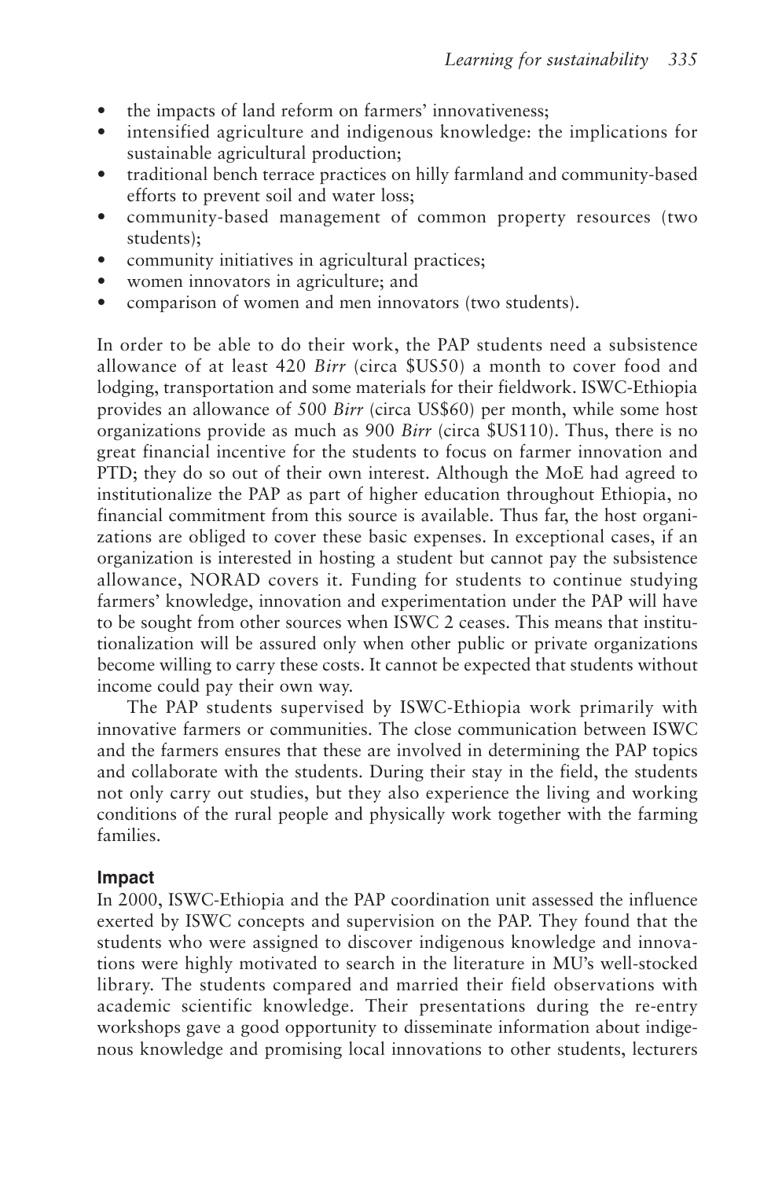- the impacts of land reform on farmers' innovativeness;
- intensified agriculture and indigenous knowledge: the implications for sustainable agricultural production;
- traditional bench terrace practices on hilly farmland and community-based efforts to prevent soil and water loss;
- community-based management of common property resources (two students);
- community initiatives in agricultural practices;
- women innovators in agriculture; and
- comparison of women and men innovators (two students).

In order to be able to do their work, the PAP students need a subsistence allowance of at least 420 *Birr* (circa $US50) a month to cover food and lodging, transportation and some materials for their fieldwork. ISWC-Ethiopia provides an allowance of 500 *Birr* (circa US$60) per month, while some host organizations provide as much as 900 *Birr* (circa $US110). Thus, there is no great financial incentive for the students to focus on farmer innovation and PTD; they do so out of their own interest. Although the MoE had agreed to institutionalize the PAP as part of higher education throughout Ethiopia, no financial commitment from this source is available. Thus far, the host organizations are obliged to cover these basic expenses. In exceptional cases, if an organization is interested in hosting a student but cannot pay the subsistence allowance, NORAD covers it. Funding for students to continue studying farmers' knowledge, innovation and experimentation under the PAP will have to be sought from other sources when ISWC 2 ceases. This means that institutionalization will be assured only when other public or private organizations become willing to carry these costs. It cannot be expected that students without income could pay their own way.

The PAP students supervised by ISWC-Ethiopia work primarily with innovative farmers or communities. The close communication between ISWC and the farmers ensures that these are involved in determining the PAP topics and collaborate with the students. During their stay in the field, the students not only carry out studies, but they also experience the living and working conditions of the rural people and physically work together with the farming families.

### Impact

In 2000, ISWC-Ethiopia and the PAP coordination unit assessed the influence exerted by ISWC concepts and supervision on the PAP. They found that the students who were assigned to discover indigenous knowledge and innovations were highly motivated to search in the literature in MU's well-stocked library. The students compared and married their field observations with academic scientific knowledge. Their presentations during the re-entry workshops gave a good opportunity to disseminate information about indigenous knowledge and promising local innovations to other students, lecturers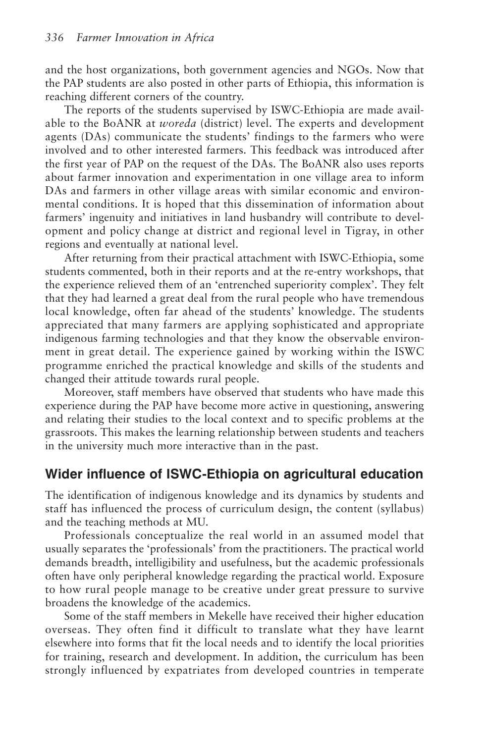and the host organizations, both government agencies and NGOs. Now that the PAP students are also posted in other parts of Ethiopia, this information is reaching different corners of the country.

The reports of the students supervised by ISWC-Ethiopia are made available to the BoANR at *woreda* (district) level. The experts and development agents (DAs) communicate the students' findings to the farmers who were involved and to other interested farmers. This feedback was introduced after the first year of PAP on the request of the DAs. The BoANR also uses reports about farmer innovation and experimentation in one village area to inform DAs and farmers in other village areas with similar economic and environmental conditions. It is hoped that this dissemination of information about farmers' ingenuity and initiatives in land husbandry will contribute to development and policy change at district and regional level in Tigray, in other regions and eventually at national level.

After returning from their practical attachment with ISWC-Ethiopia, some students commented, both in their reports and at the re-entry workshops, that the experience relieved them of an 'entrenched superiority complex'. They felt that they had learned a great deal from the rural people who have tremendous local knowledge, often far ahead of the students' knowledge. The students appreciated that many farmers are applying sophisticated and appropriate indigenous farming technologies and that they know the observable environment in great detail. The experience gained by working within the ISWC programme enriched the practical knowledge and skills of the students and changed their attitude towards rural people.

Moreover, staff members have observed that students who have made this experience during the PAP have become more active in questioning, answering and relating their studies to the local context and to specific problems at the grassroots. This makes the learning relationship between students and teachers in the university much more interactive than in the past.

## Wider influence of ISWC-Ethiopia on agricultural education

The identification of indigenous knowledge and its dynamics by students and staff has influenced the process of curriculum design, the content (syllabus) and the teaching methods at MU.

Professionals conceptualize the real world in an assumed model that usually separates the 'professionals' from the practitioners. The practical world demands breadth, intelligibility and usefulness, but the academic professionals often have only peripheral knowledge regarding the practical world. Exposure to how rural people manage to be creative under great pressure to survive broadens the knowledge of the academics.

Some of the staff members in Mekelle have received their higher education overseas. They often find it difficult to translate what they have learnt elsewhere into forms that fit the local needs and to identify the local priorities for training, research and development. In addition, the curriculum has been strongly influenced by expatriates from developed countries in temperate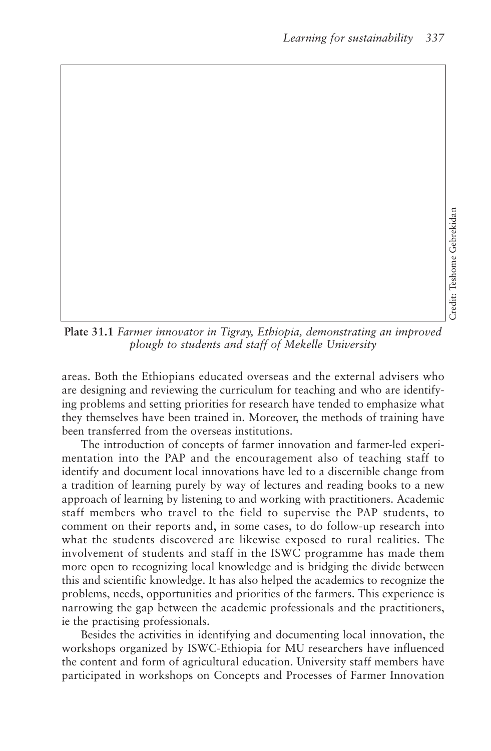**Plate 31.1** *Farmer innovator in Tigray, Ethiopia, demonstrating an improved plough to students and staff of Mekelle University*

Credit: Teshome Gebrekidan

areas. Both the Ethiopians educated overseas and the external advisers who are designing and reviewing the curriculum for teaching and who are identifying problems and setting priorities for research have tended to emphasize what they themselves have been trained in. Moreover, the methods of training have been transferred from the overseas institutions.

The introduction of concepts of farmer innovation and farmer-led experimentation into the PAP and the encouragement also of teaching staff to identify and document local innovations have led to a discernible change from a tradition of learning purely by way of lectures and reading books to a new approach of learning by listening to and working with practitioners. Academic staff members who travel to the field to supervise the PAP students, to comment on their reports and, in some cases, to do follow-up research into what the students discovered are likewise exposed to rural realities. The involvement of students and staff in the ISWC programme has made them more open to recognizing local knowledge and is bridging the divide between this and scientific knowledge. It has also helped the academics to recognize the problems, needs, opportunities and priorities of the farmers. This experience is narrowing the gap between the academic professionals and the practitioners, ie the practising professionals.

Besides the activities in identifying and documenting local innovation, the workshops organized by ISWC-Ethiopia for MU researchers have influenced the content and form of agricultural education. University staff members have participated in workshops on Concepts and Processes of Farmer Innovation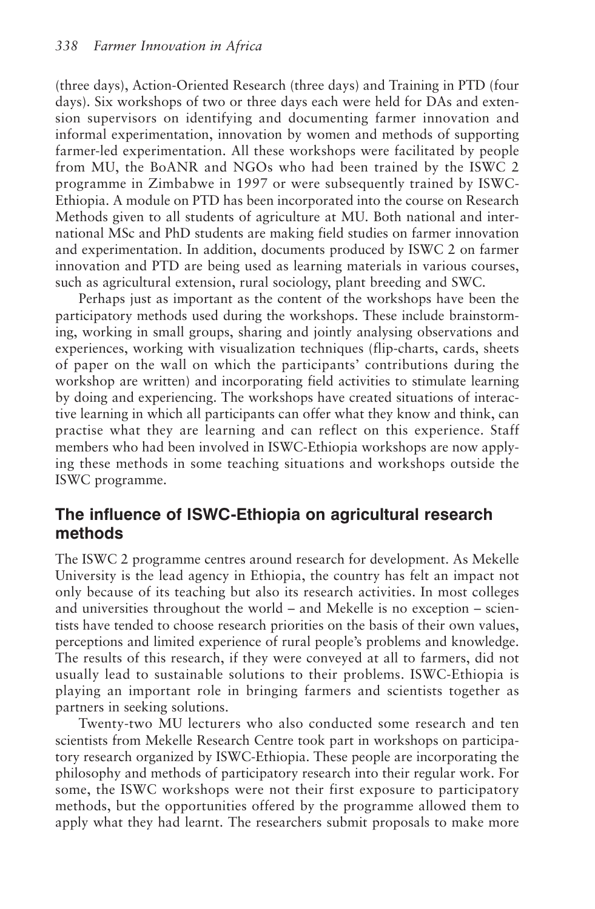(three days), Action-Oriented Research (three days) and Training in PTD (four days). Six workshops of two or three days each were held for DAs and extension supervisors on identifying and documenting farmer innovation and informal experimentation, innovation by women and methods of supporting farmer-led experimentation. All these workshops were facilitated by people from MU, the BoANR and NGOs who had been trained by the ISWC 2 programme in Zimbabwe in 1997 or were subsequently trained by ISWC-Ethiopia. A module on PTD has been incorporated into the course on Research Methods given to all students of agriculture at MU. Both national and international MSc and PhD students are making field studies on farmer innovation and experimentation. In addition, documents produced by ISWC 2 on farmer innovation and PTD are being used as learning materials in various courses, such as agricultural extension, rural sociology, plant breeding and SWC.

Perhaps just as important as the content of the workshops have been the participatory methods used during the workshops. These include brainstorming, working in small groups, sharing and jointly analysing observations and experiences, working with visualization techniques (flip-charts, cards, sheets of paper on the wall on which the participants' contributions during the workshop are written) and incorporating field activities to stimulate learning by doing and experiencing. The workshops have created situations of interactive learning in which all participants can offer what they know and think, can practise what they are learning and can reflect on this experience. Staff members who had been involved in ISWC-Ethiopia workshops are now applying these methods in some teaching situations and workshops outside the ISWC programme.

## The influence of ISWC-Ethiopia on agricultural research methods

The ISWC 2 programme centres around research for development. As Mekelle University is the lead agency in Ethiopia, the country has felt an impact not only because of its teaching but also its research activities. In most colleges and universities throughout the world – and Mekelle is no exception – scientists have tended to choose research priorities on the basis of their own values, perceptions and limited experience of rural people's problems and knowledge. The results of this research, if they were conveyed at all to farmers, did not usually lead to sustainable solutions to their problems. ISWC-Ethiopia is playing an important role in bringing farmers and scientists together as partners in seeking solutions.

Twenty-two MU lecturers who also conducted some research and ten scientists from Mekelle Research Centre took part in workshops on participatory research organized by ISWC-Ethiopia. These people are incorporating the philosophy and methods of participatory research into their regular work. For some, the ISWC workshops were not their first exposure to participatory methods, but the opportunities offered by the programme allowed them to apply what they had learnt. The researchers submit proposals to make more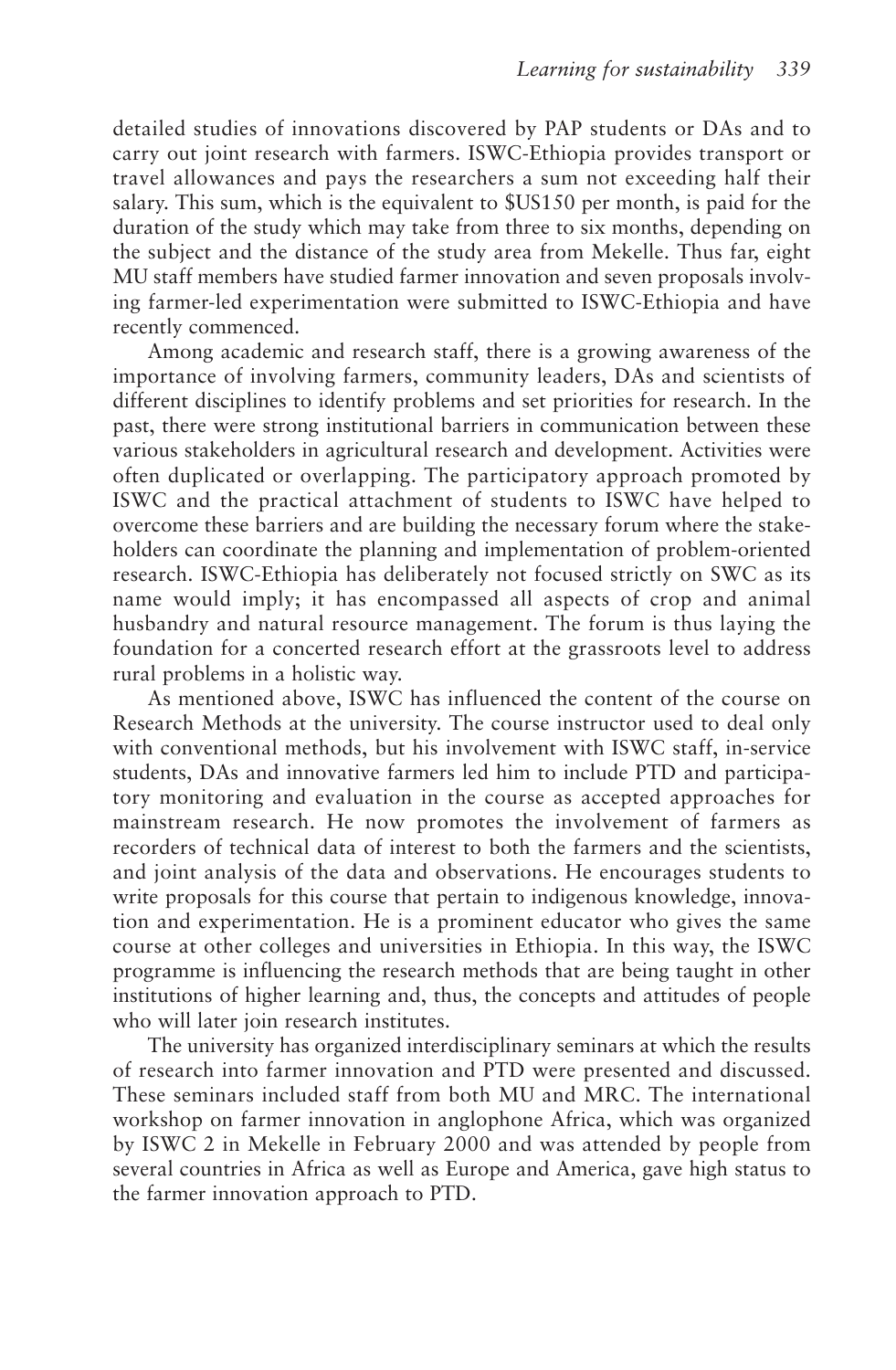detailed studies of innovations discovered by PAP students or DAs and to carry out joint research with farmers. ISWC-Ethiopia provides transport or travel allowances and pays the researchers a sum not exceeding half their salary. This sum, which is the equivalent to $US150 per month, is paid for the duration of the study which may take from three to six months, depending on the subject and the distance of the study area from Mekelle. Thus far, eight MU staff members have studied farmer innovation and seven proposals involving farmer-led experimentation were submitted to ISWC-Ethiopia and have recently commenced.

Among academic and research staff, there is a growing awareness of the importance of involving farmers, community leaders, DAs and scientists of different disciplines to identify problems and set priorities for research. In the past, there were strong institutional barriers in communication between these various stakeholders in agricultural research and development. Activities were often duplicated or overlapping. The participatory approach promoted by ISWC and the practical attachment of students to ISWC have helped to overcome these barriers and are building the necessary forum where the stakeholders can coordinate the planning and implementation of problem-oriented research. ISWC-Ethiopia has deliberately not focused strictly on SWC as its name would imply; it has encompassed all aspects of crop and animal husbandry and natural resource management. The forum is thus laying the foundation for a concerted research effort at the grassroots level to address rural problems in a holistic way.

As mentioned above, ISWC has influenced the content of the course on Research Methods at the university. The course instructor used to deal only with conventional methods, but his involvement with ISWC staff, in-service students, DAs and innovative farmers led him to include PTD and participatory monitoring and evaluation in the course as accepted approaches for mainstream research. He now promotes the involvement of farmers as recorders of technical data of interest to both the farmers and the scientists, and joint analysis of the data and observations. He encourages students to write proposals for this course that pertain to indigenous knowledge, innovation and experimentation. He is a prominent educator who gives the same course at other colleges and universities in Ethiopia. In this way, the ISWC programme is influencing the research methods that are being taught in other institutions of higher learning and, thus, the concepts and attitudes of people who will later join research institutes.

The university has organized interdisciplinary seminars at which the results of research into farmer innovation and PTD were presented and discussed. These seminars included staff from both MU and MRC. The international workshop on farmer innovation in anglophone Africa, which was organized by ISWC 2 in Mekelle in February 2000 and was attended by people from several countries in Africa as well as Europe and America, gave high status to the farmer innovation approach to PTD.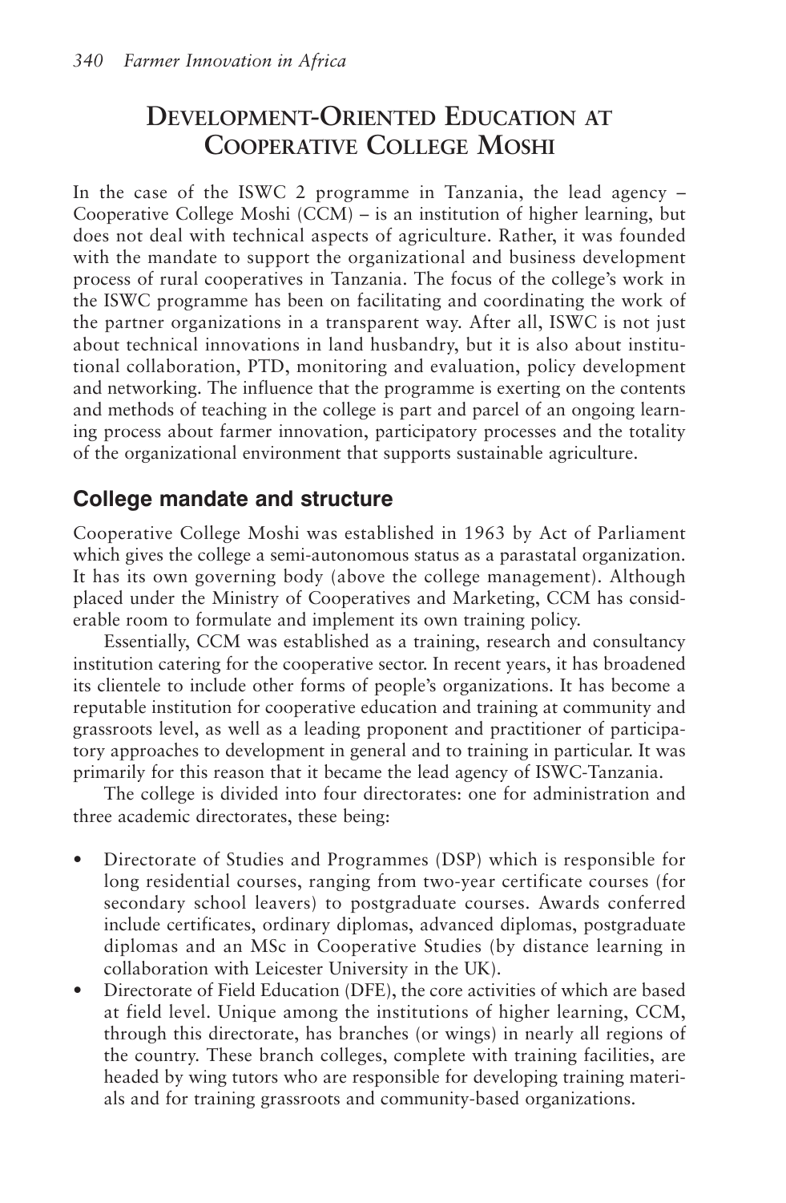# Development-Oriented Education at Cooperative College Moshi

In the case of the ISWC 2 programme in Tanzania, the lead agency – Cooperative College Moshi (CCM) – is an institution of higher learning, but does not deal with technical aspects of agriculture. Rather, it was founded with the mandate to support the organizational and business development process of rural cooperatives in Tanzania. The focus of the college's work in the ISWC programme has been on facilitating and coordinating the work of the partner organizations in a transparent way. After all, ISWC is not just about technical innovations in land husbandry, but it is also about institutional collaboration, PTD, monitoring and evaluation, policy development and networking. The influence that the programme is exerting on the contents and methods of teaching in the college is part and parcel of an ongoing learning process about farmer innovation, participatory processes and the totality of the organizational environment that supports sustainable agriculture.

## College mandate and structure

Cooperative College Moshi was established in 1963 by Act of Parliament which gives the college a semi-autonomous status as a parastatal organization. It has its own governing body (above the college management). Although placed under the Ministry of Cooperatives and Marketing, CCM has considerable room to formulate and implement its own training policy.

Essentially, CCM was established as a training, research and consultancy institution catering for the cooperative sector. In recent years, it has broadened its clientele to include other forms of people's organizations. It has become a reputable institution for cooperative education and training at community and grassroots level, as well as a leading proponent and practitioner of participatory approaches to development in general and to training in particular. It was primarily for this reason that it became the lead agency of ISWC-Tanzania.

The college is divided into four directorates: one for administration and three academic directorates, these being:

- Directorate of Studies and Programmes (DSP) which is responsible for long residential courses, ranging from two-year certificate courses (for secondary school leavers) to postgraduate courses. Awards conferred include certificates, ordinary diplomas, advanced diplomas, postgraduate diplomas and an MSc in Cooperative Studies (by distance learning in collaboration with Leicester University in the UK).
- Directorate of Field Education (DFE), the core activities of which are based at field level. Unique among the institutions of higher learning, CCM, through this directorate, has branches (or wings) in nearly all regions of the country. These branch colleges, complete with training facilities, are headed by wing tutors who are responsible for developing training materials and for training grassroots and community-based organizations.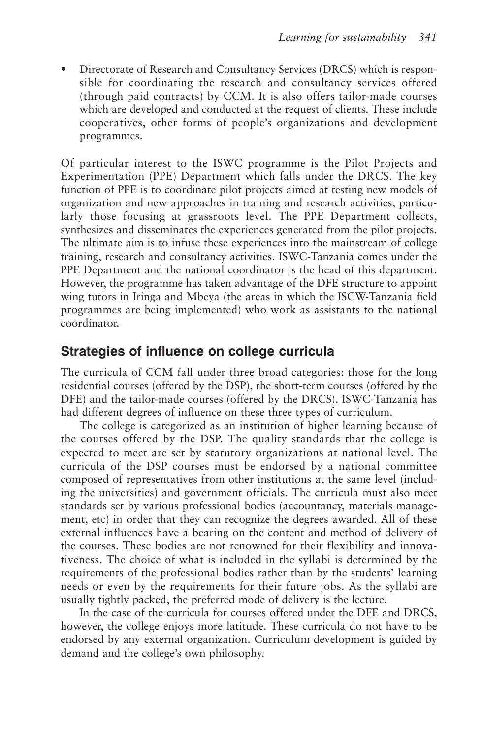- Directorate of Research and Consultancy Services (DRCS) which is responsible for coordinating the research and consultancy services offered (through paid contracts) by CCM. It is also offers tailor-made courses which are developed and conducted at the request of clients. These include cooperatives, other forms of people's organizations and development programmes.

Of particular interest to the ISWC programme is the Pilot Projects and Experimentation (PPE) Department which falls under the DRCS. The key function of PPE is to coordinate pilot projects aimed at testing new models of organization and new approaches in training and research activities, particularly those focusing at grassroots level. The PPE Department collects, synthesizes and disseminates the experiences generated from the pilot projects. The ultimate aim is to infuse these experiences into the mainstream of college training, research and consultancy activities. ISWC-Tanzania comes under the PPE Department and the national coordinator is the head of this department. However, the programme has taken advantage of the DFE structure to appoint wing tutors in Iringa and Mbeya (the areas in which the ISCW-Tanzania field programmes are being implemented) who work as assistants to the national coordinator.

## Strategies of influence on college curricula

The curricula of CCM fall under three broad categories: those for the long residential courses (offered by the DSP), the short-term courses (offered by the DFE) and the tailor-made courses (offered by the DRCS). ISWC-Tanzania has had different degrees of influence on these three types of curriculum.

The college is categorized as an institution of higher learning because of the courses offered by the DSP. The quality standards that the college is expected to meet are set by statutory organizations at national level. The curricula of the DSP courses must be endorsed by a national committee composed of representatives from other institutions at the same level (including the universities) and government officials. The curricula must also meet standards set by various professional bodies (accountancy, materials management, etc) in order that they can recognize the degrees awarded. All of these external influences have a bearing on the content and method of delivery of the courses. These bodies are not renowned for their flexibility and innovativeness. The choice of what is included in the syllabi is determined by the requirements of the professional bodies rather than by the students' learning needs or even by the requirements for their future jobs. As the syllabi are usually tightly packed, the preferred mode of delivery is the lecture.

In the case of the curricula for courses offered under the DFE and DRCS, however, the college enjoys more latitude. These curricula do not have to be endorsed by any external organization. Curriculum development is guided by demand and the college's own philosophy.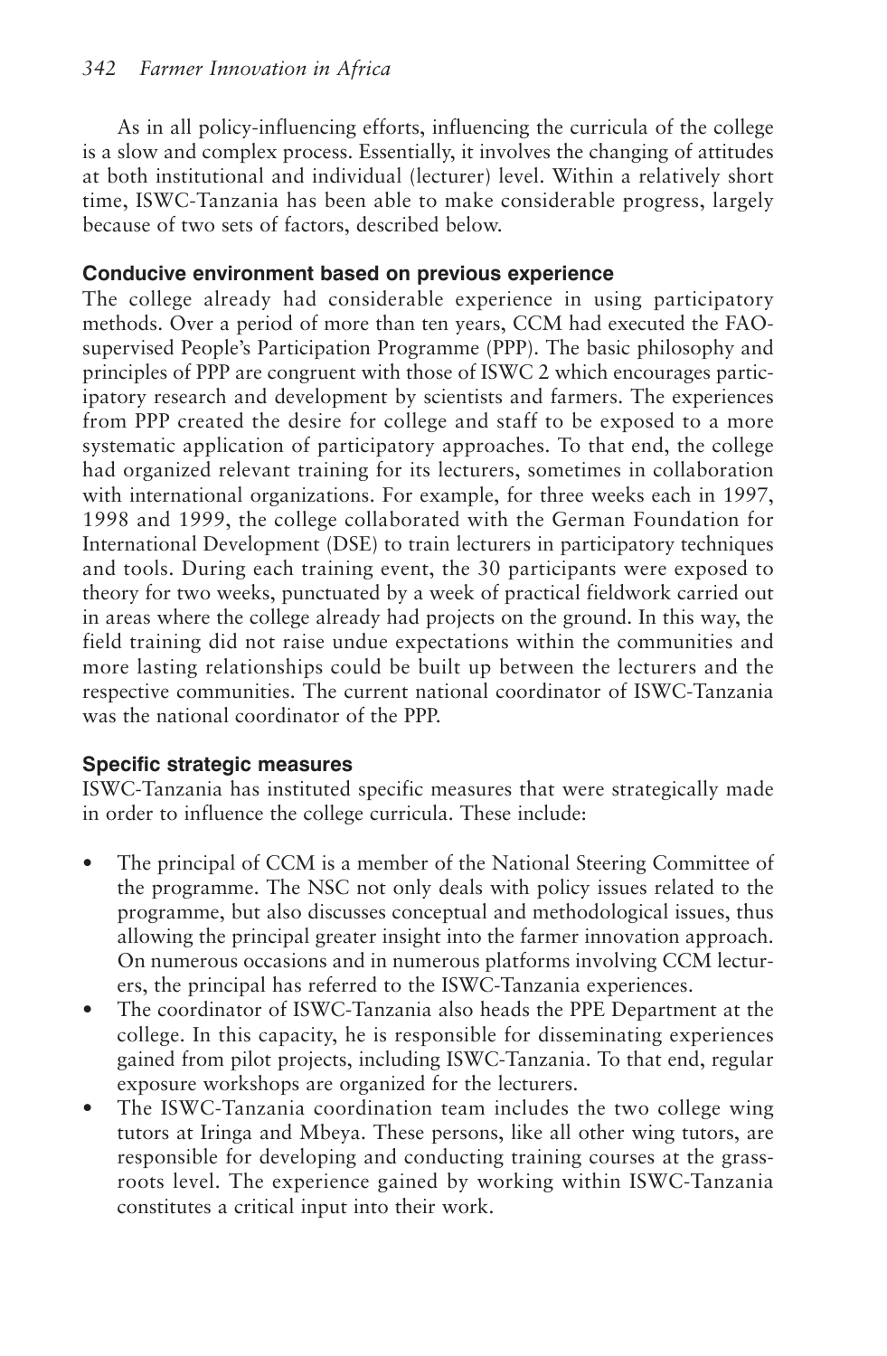As in all policy-influencing efforts, influencing the curricula of the college is a slow and complex process. Essentially, it involves the changing of attitudes at both institutional and individual (lecturer) level. Within a relatively short time, ISWC-Tanzania has been able to make considerable progress, largely because of two sets of factors, described below.

### Conducive environment based on previous experience

The college already had considerable experience in using participatory methods. Over a period of more than ten years, CCM had executed the FAO-supervised People's Participation Programme (PPP). The basic philosophy and principles of PPP are congruent with those of ISWC 2 which encourages participatory research and development by scientists and farmers. The experiences from PPP created the desire for college and staff to be exposed to a more systematic application of participatory approaches. To that end, the college had organized relevant training for its lecturers, sometimes in collaboration with international organizations. For example, for three weeks each in 1997, 1998 and 1999, the college collaborated with the German Foundation for International Development (DSE) to train lecturers in participatory techniques and tools. During each training event, the 30 participants were exposed to theory for two weeks, punctuated by a week of practical fieldwork carried out in areas where the college already had projects on the ground. In this way, the field training did not raise undue expectations within the communities and more lasting relationships could be built up between the lecturers and the respective communities. The current national coordinator of ISWC-Tanzania was the national coordinator of the PPP.

### Specific strategic measures

ISWC-Tanzania has instituted specific measures that were strategically made in order to influence the college curricula. These include:

- The principal of CCM is a member of the National Steering Committee of the programme. The NSC not only deals with policy issues related to the programme, but also discusses conceptual and methodological issues, thus allowing the principal greater insight into the farmer innovation approach. On numerous occasions and in numerous platforms involving CCM lecturers, the principal has referred to the ISWC-Tanzania experiences.
- The coordinator of ISWC-Tanzania also heads the PPE Department at the college. In this capacity, he is responsible for disseminating experiences gained from pilot projects, including ISWC-Tanzania. To that end, regular exposure workshops are organized for the lecturers.
- The ISWC-Tanzania coordination team includes the two college wing tutors at Iringa and Mbeya. These persons, like all other wing tutors, are responsible for developing and conducting training courses at the grassroots level. The experience gained by working within ISWC-Tanzania constitutes a critical input into their work.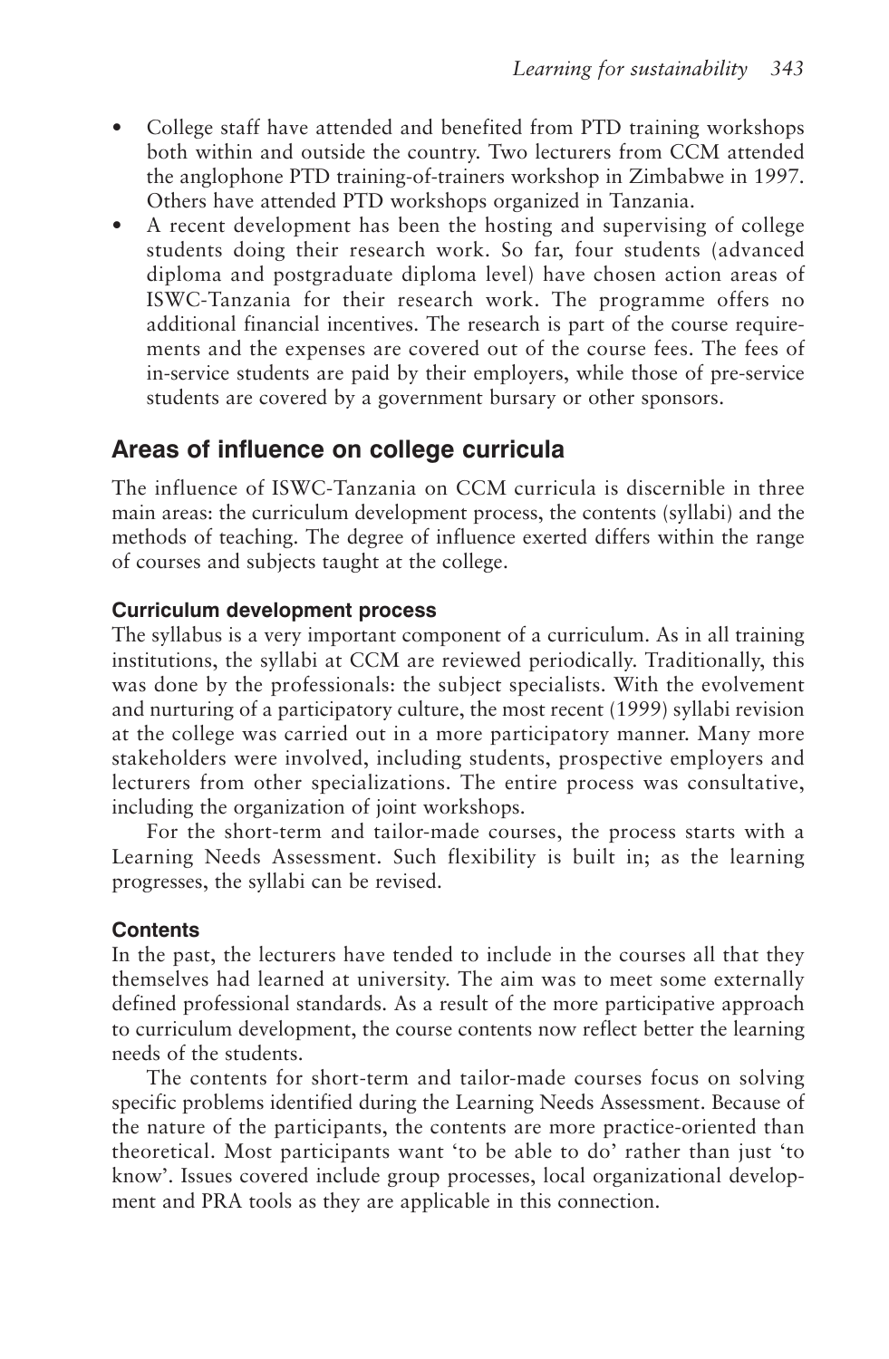- College staff have attended and benefited from PTD training workshops both within and outside the country. Two lecturers from CCM attended the anglophone PTD training-of-trainers workshop in Zimbabwe in 1997. Others have attended PTD workshops organized in Tanzania.
- A recent development has been the hosting and supervising of college students doing their research work. So far, four students (advanced diploma and postgraduate diploma level) have chosen action areas of ISWC-Tanzania for their research work. The programme offers no additional financial incentives. The research is part of the course requirements and the expenses are covered out of the course fees. The fees of in-service students are paid by their employers, while those of pre-service students are covered by a government bursary or other sponsors.

## Areas of influence on college curricula

The influence of ISWC-Tanzania on CCM curricula is discernible in three main areas: the curriculum development process, the contents (syllabi) and the methods of teaching. The degree of influence exerted differs within the range of courses and subjects taught at the college.

### Curriculum development process

The syllabus is a very important component of a curriculum. As in all training institutions, the syllabi at CCM are reviewed periodically. Traditionally, this was done by the professionals: the subject specialists. With the evolvement and nurturing of a participatory culture, the most recent (1999) syllabi revision at the college was carried out in a more participatory manner. Many more stakeholders were involved, including students, prospective employers and lecturers from other specializations. The entire process was consultative, including the organization of joint workshops.

For the short-term and tailor-made courses, the process starts with a Learning Needs Assessment. Such flexibility is built in; as the learning progresses, the syllabi can be revised.

### Contents

In the past, the lecturers have tended to include in the courses all that they themselves had learned at university. The aim was to meet some externally defined professional standards. As a result of the more participative approach to curriculum development, the course contents now reflect better the learning needs of the students.

The contents for short-term and tailor-made courses focus on solving specific problems identified during the Learning Needs Assessment. Because of the nature of the participants, the contents are more practice-oriented than theoretical. Most participants want 'to be able to do' rather than just 'to know'. Issues covered include group processes, local organizational development and PRA tools as they are applicable in this connection.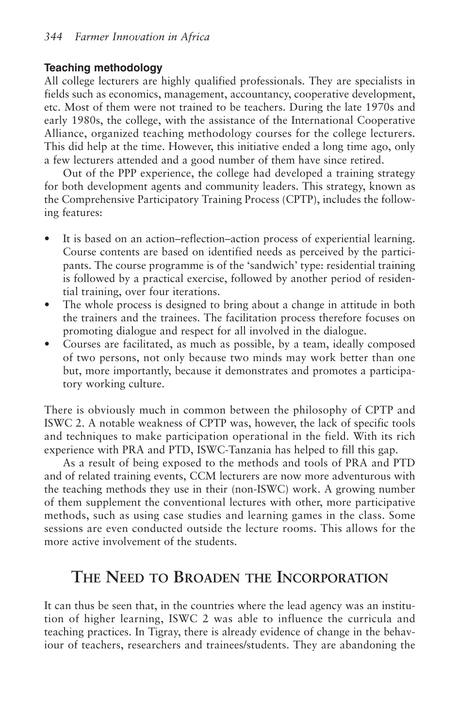### Teaching methodology

All college lecturers are highly qualified professionals. They are specialists in fields such as economics, management, accountancy, cooperative development, etc. Most of them were not trained to be teachers. During the late 1970s and early 1980s, the college, with the assistance of the International Cooperative Alliance, organized teaching methodology courses for the college lecturers. This did help at the time. However, this initiative ended a long time ago, only a few lecturers attended and a good number of them have since retired.

Out of the PPP experience, the college had developed a training strategy for both development agents and community leaders. This strategy, known as the Comprehensive Participatory Training Process (CPTP), includes the following features:

- It is based on an action–reflection–action process of experiential learning. Course contents are based on identified needs as perceived by the participants. The course programme is of the 'sandwich' type: residential training is followed by a practical exercise, followed by another period of residential training, over four iterations.
- The whole process is designed to bring about a change in attitude in both the trainers and the trainees. The facilitation process therefore focuses on promoting dialogue and respect for all involved in the dialogue.
- Courses are facilitated, as much as possible, by a team, ideally composed of two persons, not only because two minds may work better than one but, more importantly, because it demonstrates and promotes a participatory working culture.

There is obviously much in common between the philosophy of CPTP and ISWC 2. A notable weakness of CPTP was, however, the lack of specific tools and techniques to make participation operational in the field. With its rich experience with PRA and PTD, ISWC-Tanzania has helped to fill this gap.

As a result of being exposed to the methods and tools of PRA and PTD and of related training events, CCM lecturers are now more adventurous with the teaching methods they use in their (non-ISWC) work. A growing number of them supplement the conventional lectures with other, more participative methods, such as using case studies and learning games in the class. Some sessions are even conducted outside the lecture rooms. This allows for the more active involvement of the students.

## The Need to Broaden the Incorporation

It can thus be seen that, in the countries where the lead agency was an institution of higher learning, ISWC 2 was able to influence the curricula and teaching practices. In Tigray, there is already evidence of change in the behaviour of teachers, researchers and trainees/students. They are abandoning the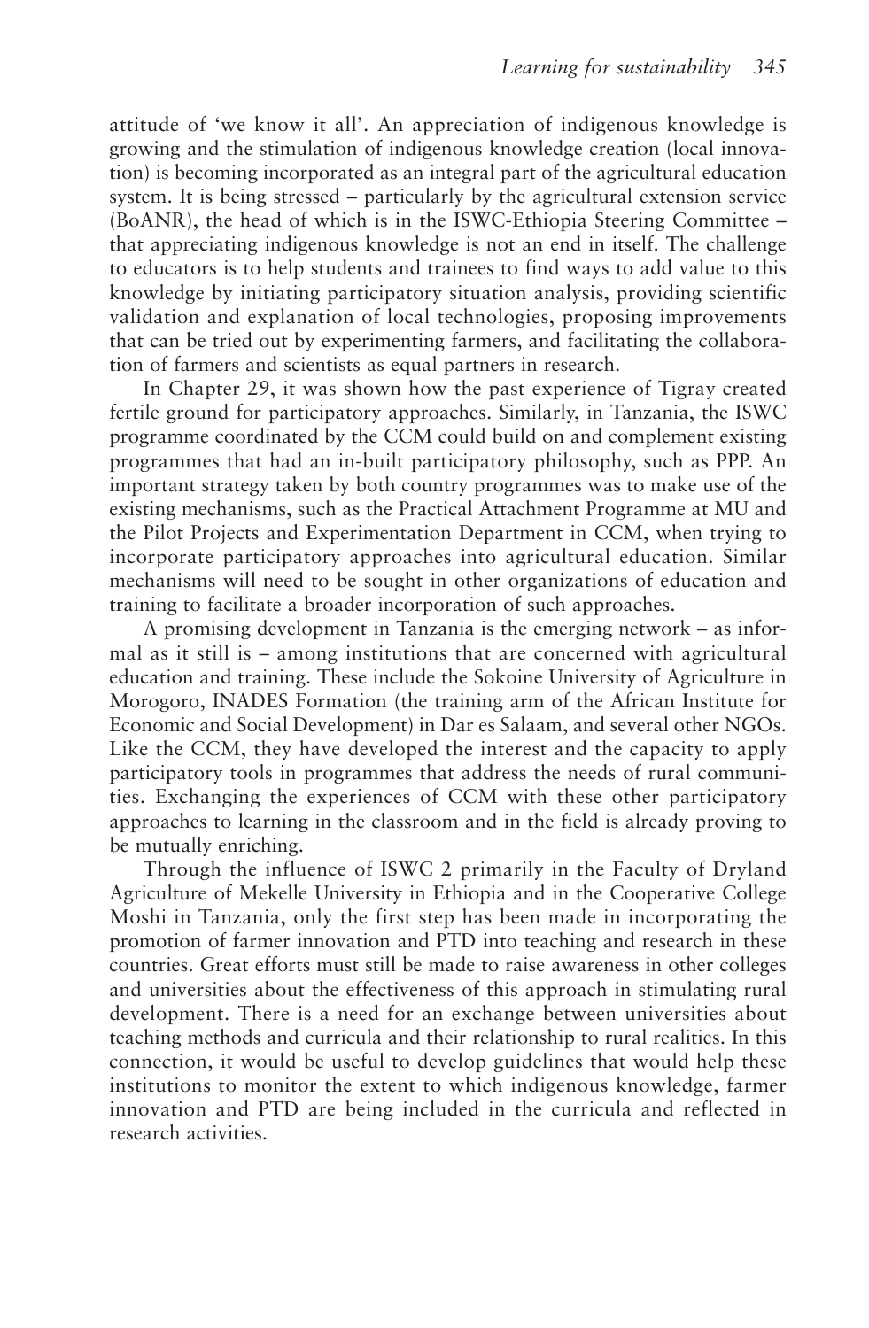attitude of 'we know it all'. An appreciation of indigenous knowledge is growing and the stimulation of indigenous knowledge creation (local innovation) is becoming incorporated as an integral part of the agricultural education system. It is being stressed – particularly by the agricultural extension service (BoANR), the head of which is in the ISWC-Ethiopia Steering Committee – that appreciating indigenous knowledge is not an end in itself. The challenge to educators is to help students and trainees to find ways to add value to this knowledge by initiating participatory situation analysis, providing scientific validation and explanation of local technologies, proposing improvements that can be tried out by experimenting farmers, and facilitating the collaboration of farmers and scientists as equal partners in research.

In Chapter 29, it was shown how the past experience of Tigray created fertile ground for participatory approaches. Similarly, in Tanzania, the ISWC programme coordinated by the CCM could build on and complement existing programmes that had an in-built participatory philosophy, such as PPP. An important strategy taken by both country programmes was to make use of the existing mechanisms, such as the Practical Attachment Programme at MU and the Pilot Projects and Experimentation Department in CCM, when trying to incorporate participatory approaches into agricultural education. Similar mechanisms will need to be sought in other organizations of education and training to facilitate a broader incorporation of such approaches.

A promising development in Tanzania is the emerging network – as informal as it still is – among institutions that are concerned with agricultural education and training. These include the Sokoine University of Agriculture in Morogoro, INADES Formation (the training arm of the African Institute for Economic and Social Development) in Dar es Salaam, and several other NGOs. Like the CCM, they have developed the interest and the capacity to apply participatory tools in programmes that address the needs of rural communities. Exchanging the experiences of CCM with these other participatory approaches to learning in the classroom and in the field is already proving to be mutually enriching.

Through the influence of ISWC 2 primarily in the Faculty of Dryland Agriculture of Mekelle University in Ethiopia and in the Cooperative College Moshi in Tanzania, only the first step has been made in incorporating the promotion of farmer innovation and PTD into teaching and research in these countries. Great efforts must still be made to raise awareness in other colleges and universities about the effectiveness of this approach in stimulating rural development. There is a need for an exchange between universities about teaching methods and curricula and their relationship to rural realities. In this connection, it would be useful to develop guidelines that would help these institutions to monitor the extent to which indigenous knowledge, farmer innovation and PTD are being included in the curricula and reflected in research activities.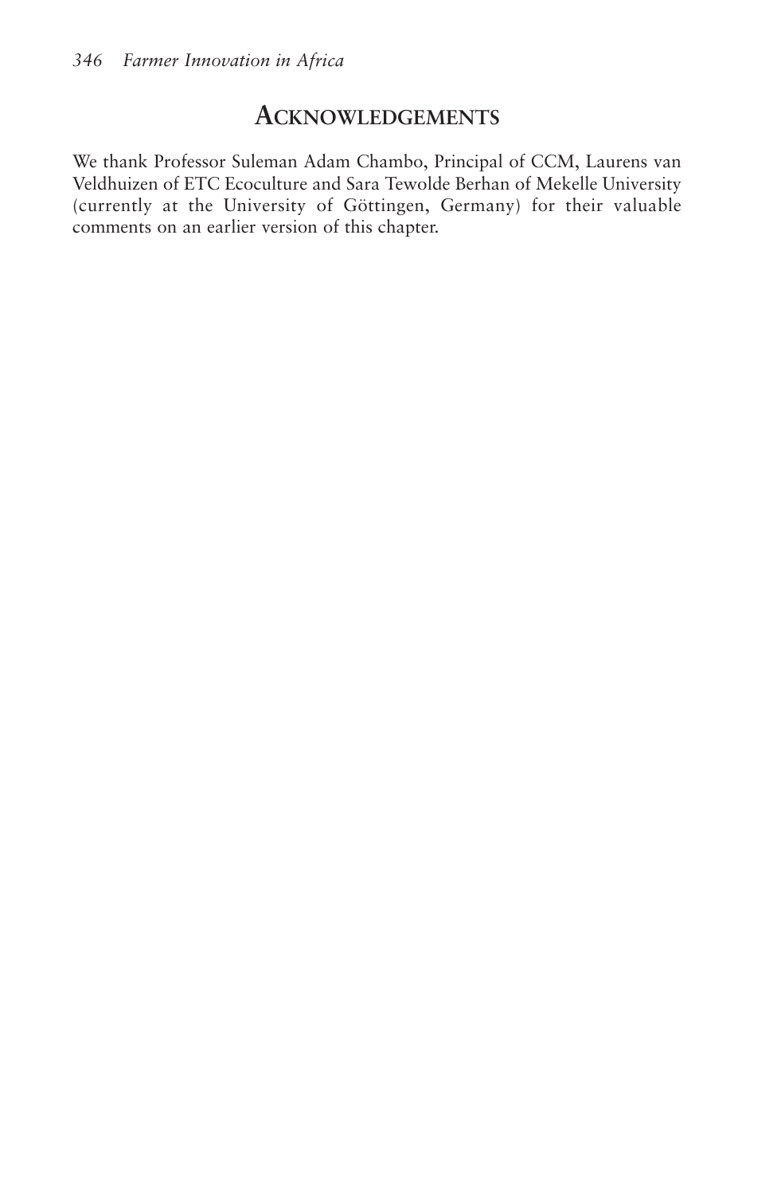## Acknowledgements

We thank Professor Suleman Adam Chambo, Principal of CCM, Laurens van Veldhuizen of ETC Ecoculture and Sara Tewolde Berhan of Mekelle University (currently at the University of Göttingen, Germany) for their valuable comments on an earlier version of this chapter.